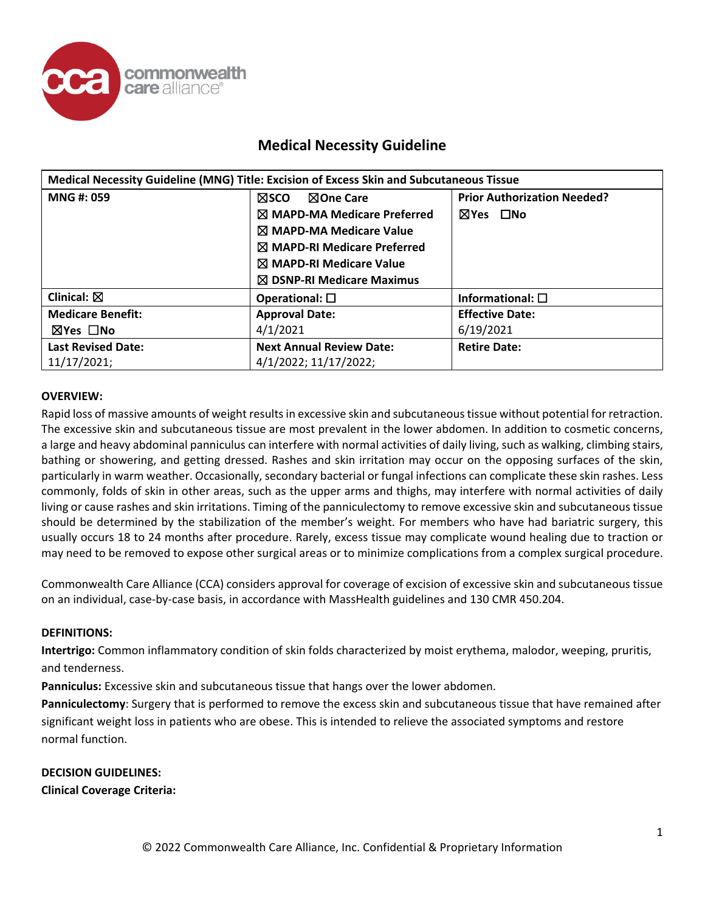# Medical Necessity Guideline

| Medical Necessity Guideline (MNG) Title: Excision of Excess Skin and Subcutaneous Tissue | | |
|---|---|---|
| **MNG #: 059** | ☒SCO ☒One Care<br>☒ MAPD-MA Medicare Preferred<br>☒ MAPD-MA Medicare Value<br>☒ MAPD-RI Medicare Preferred<br>☒ MAPD-RI Medicare Value<br>☒ DSNP-RI Medicare Maximus | **Prior Authorization Needed?**<br>☒Yes ☐No |
| **Clinical:** ☒ | **Operational:** ☐ | **Informational:** ☐ |
| **Medicare Benefit:**<br>☒Yes ☐No | **Approval Date:**<br>4/1/2021 | **Effective Date:**<br>6/19/2021 |
| **Last Revised Date:**<br>11/17/2021; | **Next Annual Review Date:**<br>4/1/2022; 11/17/2022; | **Retire Date:** |

**OVERVIEW:**

Rapid loss of massive amounts of weight results in excessive skin and subcutaneous tissue without potential for retraction. The excessive skin and subcutaneous tissue are most prevalent in the lower abdomen. In addition to cosmetic concerns, a large and heavy abdominal panniculus can interfere with normal activities of daily living, such as walking, climbing stairs, bathing or showering, and getting dressed. Rashes and skin irritation may occur on the opposing surfaces of the skin, particularly in warm weather. Occasionally, secondary bacterial or fungal infections can complicate these skin rashes. Less commonly, folds of skin in other areas, such as the upper arms and thighs, may interfere with normal activities of daily living or cause rashes and skin irritations. Timing of the panniculectomy to remove excessive skin and subcutaneous tissue should be determined by the stabilization of the member's weight. For members who have had bariatric surgery, this usually occurs 18 to 24 months after procedure. Rarely, excess tissue may complicate wound healing due to traction or may need to be removed to expose other surgical areas or to minimize complications from a complex surgical procedure.

Commonwealth Care Alliance (CCA) considers approval for coverage of excision of excessive skin and subcutaneous tissue on an individual, case-by-case basis, in accordance with MassHealth guidelines and 130 CMR 450.204.

**DEFINITIONS:**

**Intertrigo:** Common inflammatory condition of skin folds characterized by moist erythema, malodor, weeping, pruritis, and tenderness.

**Panniculus:** Excessive skin and subcutaneous tissue that hangs over the lower abdomen.

**Panniculectomy**: Surgery that is performed to remove the excess skin and subcutaneous tissue that have remained after significant weight loss in patients who are obese. This is intended to relieve the associated symptoms and restore normal function.

**DECISION GUIDELINES:**

**Clinical Coverage Criteria:**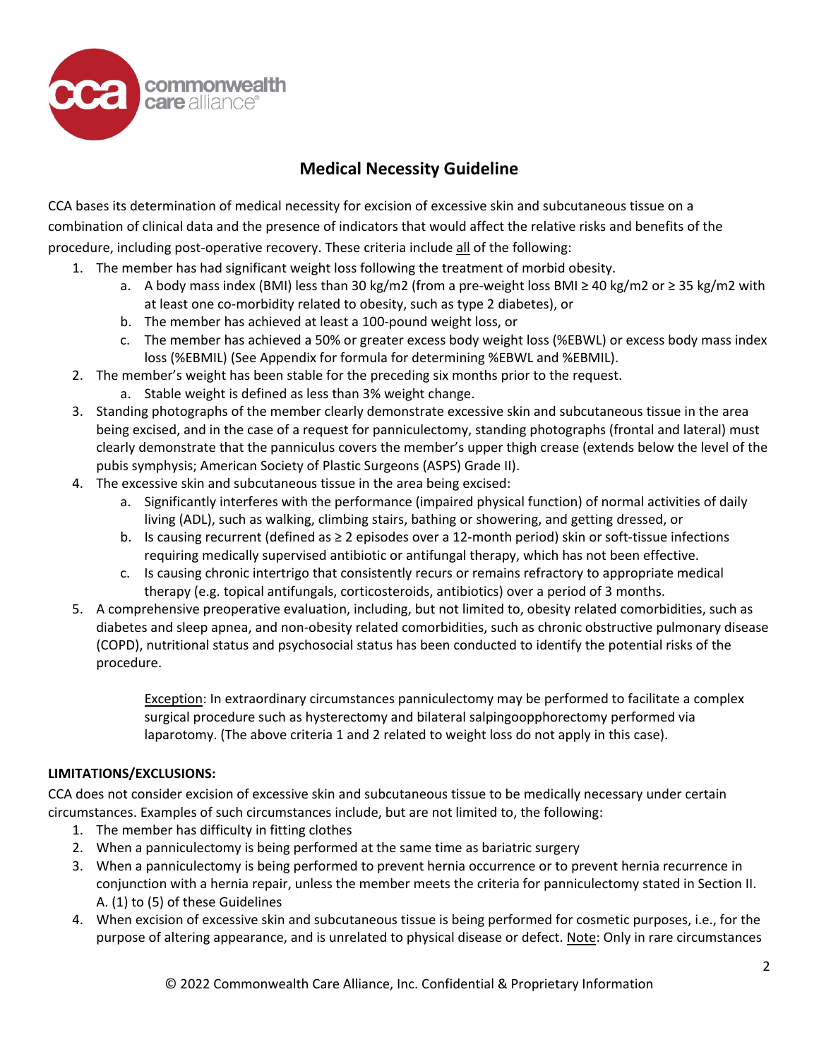## Medical Necessity Guideline

CCA bases its determination of medical necessity for excision of excessive skin and subcutaneous tissue on a combination of clinical data and the presence of indicators that would affect the relative risks and benefits of the procedure, including post-operative recovery. These criteria include all of the following:

1. The member has had significant weight loss following the treatment of morbid obesity.
   a. A body mass index (BMI) less than 30 $kg/m2$ (from a pre-weight loss BMI ≥ 40 $kg/m2$ or ≥ 35 $kg/m2$ with at least one co-morbidity related to obesity, such as type 2 diabetes), or
   b. The member has achieved at least a 100-pound weight loss, or
   c. The member has achieved a 50% or greater excess body weight loss (%EBWL) or excess body mass index loss (%EBMIL) (See Appendix for formula for determining %EBWL and %EBMIL).
2. The member's weight has been stable for the preceding six months prior to the request.
   a. Stable weight is defined as less than 3% weight change.
3. Standing photographs of the member clearly demonstrate excessive skin and subcutaneous tissue in the area being excised, and in the case of a request for panniculectomy, standing photographs (frontal and lateral) must clearly demonstrate that the panniculus covers the member's upper thigh crease (extends below the level of the pubis symphysis; American Society of Plastic Surgeons (ASPS) Grade II).
4. The excessive skin and subcutaneous tissue in the area being excised:
   a. Significantly interferes with the performance (impaired physical function) of normal activities of daily living (ADL), such as walking, climbing stairs, bathing or showering, and getting dressed, or
   b. Is causing recurrent (defined as ≥ 2 episodes over a 12-month period) skin or soft-tissue infections requiring medically supervised antibiotic or antifungal therapy, which has not been effective.
   c. Is causing chronic intertrigo that consistently recurs or remains refractory to appropriate medical therapy (e.g. topical antifungals, corticosteroids, antibiotics) over a period of 3 months.
5. A comprehensive preoperative evaluation, including, but not limited to, obesity related comorbidities, such as diabetes and sleep apnea, and non-obesity related comorbidities, such as chronic obstructive pulmonary disease (COPD), nutritional status and psychosocial status has been conducted to identify the potential risks of the procedure.

   Exception: In extraordinary circumstances panniculectomy may be performed to facilitate a complex surgical procedure such as hysterectomy and bilateral salpingoopphorectomy performed via laparotomy. (The above criteria 1 and 2 related to weight loss do not apply in this case).

**LIMITATIONS/EXCLUSIONS:**

CCA does not consider excision of excessive skin and subcutaneous tissue to be medically necessary under certain circumstances. Examples of such circumstances include, but are not limited to, the following:

1. The member has difficulty in fitting clothes
2. When a panniculectomy is being performed at the same time as bariatric surgery
3. When a panniculectomy is being performed to prevent hernia occurrence or to prevent hernia recurrence in conjunction with a hernia repair, unless the member meets the criteria for panniculectomy stated in Section II. A. (1) to (5) of these Guidelines
4. When excision of excessive skin and subcutaneous tissue is being performed for cosmetic purposes, i.e., for the purpose of altering appearance, and is unrelated to physical disease or defect. Note: Only in rare circumstances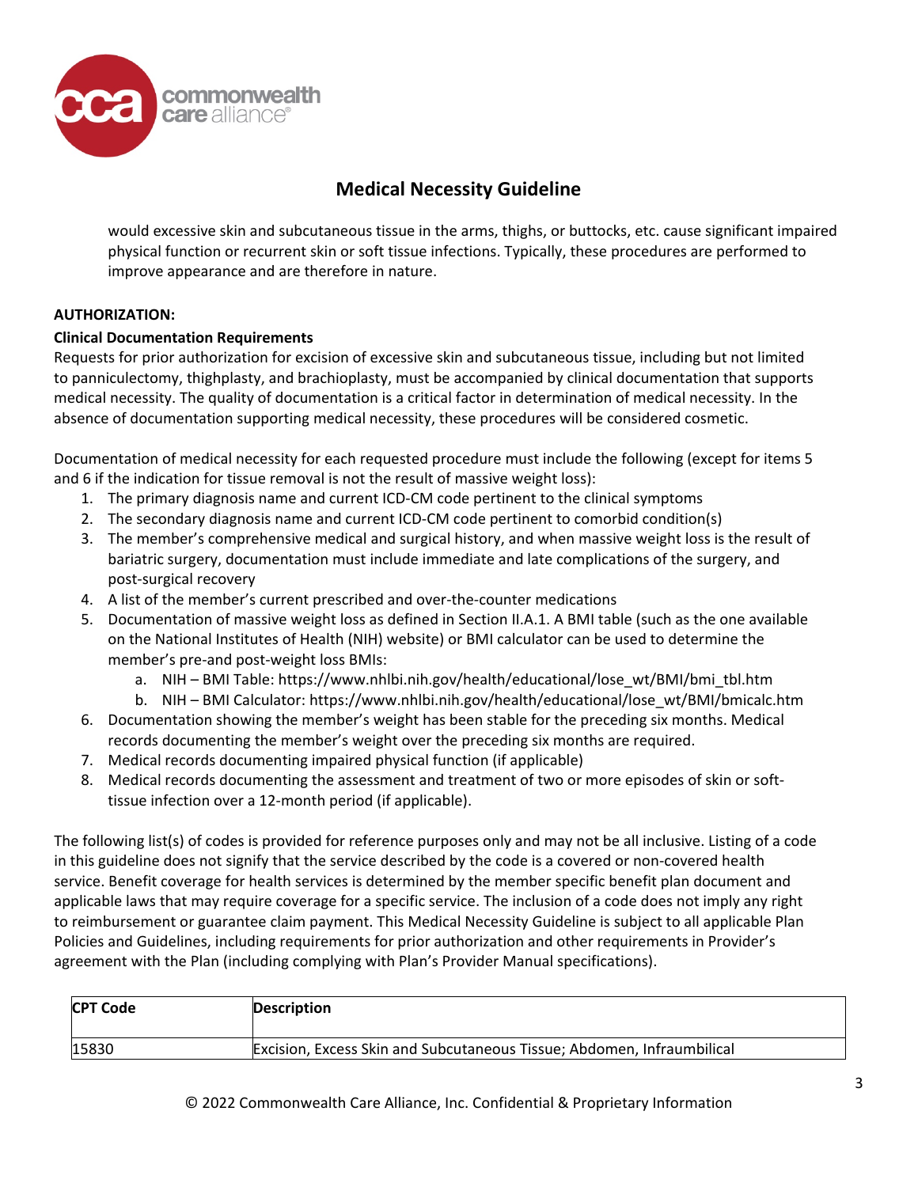would excessive skin and subcutaneous tissue in the arms, thighs, or buttocks, etc. cause significant impaired physical function or recurrent skin or soft tissue infections. Typically, these procedures are performed to improve appearance and are therefore in nature.

**AUTHORIZATION:**

**Clinical Documentation Requirements**

Requests for prior authorization for excision of excessive skin and subcutaneous tissue, including but not limited to panniculectomy, thighplasty, and brachioplasty, must be accompanied by clinical documentation that supports medical necessity. The quality of documentation is a critical factor in determination of medical necessity. In the absence of documentation supporting medical necessity, these procedures will be considered cosmetic.

Documentation of medical necessity for each requested procedure must include the following (except for items 5 and 6 if the indication for tissue removal is not the result of massive weight loss):

1. The primary diagnosis name and current ICD-CM code pertinent to the clinical symptoms
2. The secondary diagnosis name and current ICD-CM code pertinent to comorbid condition(s)
3. The member's comprehensive medical and surgical history, and when massive weight loss is the result of bariatric surgery, documentation must include immediate and late complications of the surgery, and post-surgical recovery
4. A list of the member's current prescribed and over-the-counter medications
5. Documentation of massive weight loss as defined in Section II.A.1. A BMI table (such as the one available on the National Institutes of Health (NIH) website) or BMI calculator can be used to determine the member's pre-and post-weight loss BMIs:
   a. NIH – BMI Table: https://www.nhlbi.nih.gov/health/educational/lose_wt/BMI/bmi_tbl.htm
   b. NIH – BMI Calculator: https://www.nhlbi.nih.gov/health/educational/lose_wt/BMI/bmicalc.htm
6. Documentation showing the member's weight has been stable for the preceding six months. Medical records documenting the member's weight over the preceding six months are required.
7. Medical records documenting impaired physical function (if applicable)
8. Medical records documenting the assessment and treatment of two or more episodes of skin or soft-tissue infection over a 12-month period (if applicable).

The following list(s) of codes is provided for reference purposes only and may not be all inclusive. Listing of a code in this guideline does not signify that the service described by the code is a covered or non-covered health service. Benefit coverage for health services is determined by the member specific benefit plan document and applicable laws that may require coverage for a specific service. The inclusion of a code does not imply any right to reimbursement or guarantee claim payment. This Medical Necessity Guideline is subject to all applicable Plan Policies and Guidelines, including requirements for prior authorization and other requirements in Provider's agreement with the Plan (including complying with Plan's Provider Manual specifications).

| CPT Code | Description |
|---|---|
| 15830 | Excision, Excess Skin and Subcutaneous Tissue; Abdomen, Infraumbilical |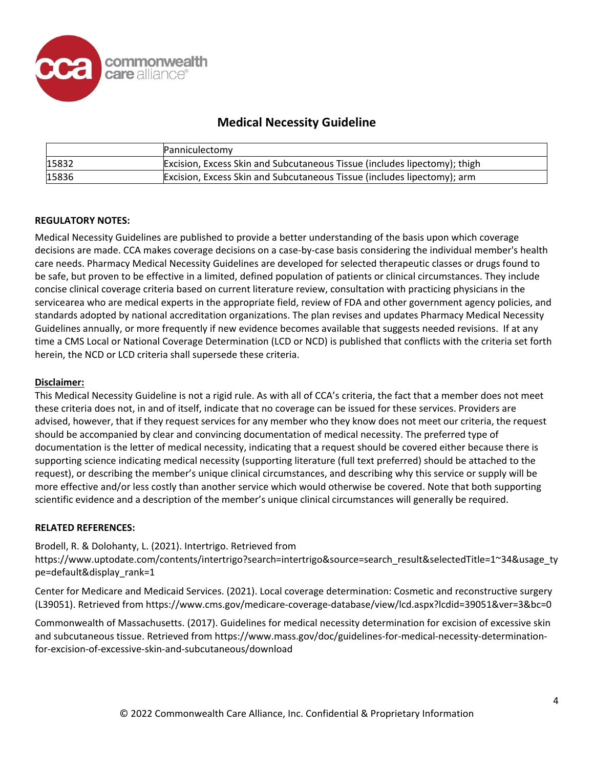## Medical Necessity Guideline

| | Panniculectomy |
|---|---|
| 15832 | Excision, Excess Skin and Subcutaneous Tissue (includes lipectomy); thigh |
| 15836 | Excision, Excess Skin and Subcutaneous Tissue (includes lipectomy); arm |

**REGULATORY NOTES:**

Medical Necessity Guidelines are published to provide a better understanding of the basis upon which coverage decisions are made. CCA makes coverage decisions on a case-by-case basis considering the individual member's health care needs. Pharmacy Medical Necessity Guidelines are developed for selected therapeutic classes or drugs found to be safe, but proven to be effective in a limited, defined population of patients or clinical circumstances. They include concise clinical coverage criteria based on current literature review, consultation with practicing physicians in the servicearea who are medical experts in the appropriate field, review of FDA and other government agency policies, and standards adopted by national accreditation organizations. The plan revises and updates Pharmacy Medical Necessity Guidelines annually, or more frequently if new evidence becomes available that suggests needed revisions. If at any time a CMS Local or National Coverage Determination (LCD or NCD) is published that conflicts with the criteria set forth herein, the NCD or LCD criteria shall supersede these criteria.

**Disclaimer:**

This Medical Necessity Guideline is not a rigid rule. As with all of CCA's criteria, the fact that a member does not meet these criteria does not, in and of itself, indicate that no coverage can be issued for these services. Providers are advised, however, that if they request services for any member who they know does not meet our criteria, the request should be accompanied by clear and convincing documentation of medical necessity. The preferred type of documentation is the letter of medical necessity, indicating that a request should be covered either because there is supporting science indicating medical necessity (supporting literature (full text preferred) should be attached to the request), or describing the member's unique clinical circumstances, and describing why this service or supply will be more effective and/or less costly than another service which would otherwise be covered. Note that both supporting scientific evidence and a description of the member's unique clinical circumstances will generally be required.

**RELATED REFERENCES:**

Brodell, R. & Dolohanty, L. (2021). Intertrigo. Retrieved from https://www.uptodate.com/contents/intertrigo?search=intertrigo&source=search_result&selectedTitle=1~34&usage_type=default&display_rank=1

Center for Medicare and Medicaid Services. (2021). Local coverage determination: Cosmetic and reconstructive surgery (L39051). Retrieved from https://www.cms.gov/medicare-coverage-database/view/lcd.aspx?lcdid=39051&ver=3&bc=0

Commonwealth of Massachusetts. (2017). Guidelines for medical necessity determination for excision of excessive skin and subcutaneous tissue. Retrieved from https://www.mass.gov/doc/guidelines-for-medical-necessity-determination-for-excision-of-excessive-skin-and-subcutaneous/download

© 2022 Commonwealth Care Alliance, Inc. Confidential & Proprietary Information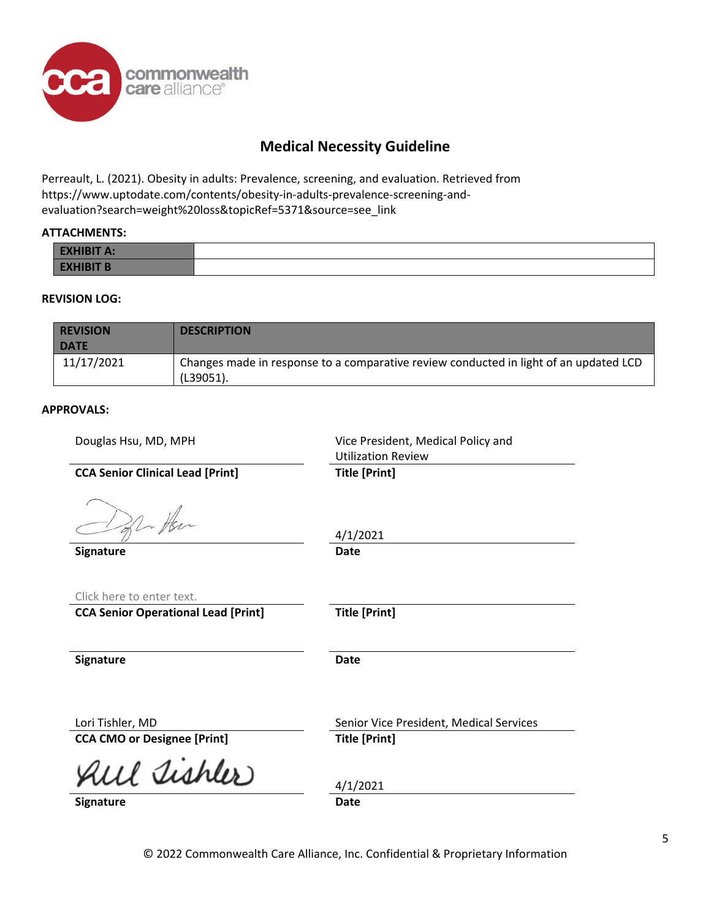# Medical Necessity Guideline

Perreault, L. (2021). Obesity in adults: Prevalence, screening, and evaluation. Retrieved from https://www.uptodate.com/contents/obesity-in-adults-prevalence-screening-and-evaluation?search=weight%20loss&topicRef=5371&source=see_link

**ATTACHMENTS:**

| | |
|---|---|
| **EXHIBIT A:** | |
| **EXHIBIT B** | |

**REVISION LOG:**

| REVISION DATE | DESCRIPTION |
|---|---|
| 11/17/2021 | Changes made in response to a comparative review conducted in light of an updated LCD (L39051). |

**APPROVALS:**

Douglas Hsu, MD, MPH
**CCA Senior Clinical Lead [Print]**

Vice President, Medical Policy and Utilization Review
**Title [Print]**

**Signature**

4/1/2021
**Date**

Click here to enter text.
**CCA Senior Operational Lead [Print]**

**Title [Print]**

**Signature**

**Date**

Lori Tishler, MD
**CCA CMO or Designee [Print]**

Senior Vice President, Medical Services
**Title [Print]**

**Signature**

4/1/2021
**Date**

© 2022 Commonwealth Care Alliance, Inc. Confidential & Proprietary Information